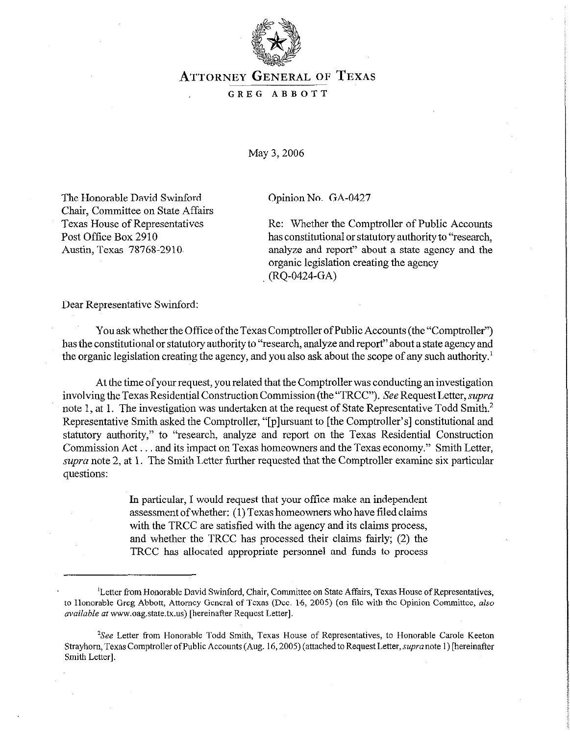# ATTORNEY GENERAL OF TEXAS

GREG ABBOTT

May 3, 2006

The Honorable David Swinford
Chair, Committee on State Affairs
Texas House of Representatives
Post Office Box 2910
Austin, Texas 78768-2910

Opinion No. GA-0427

Re: Whether the Comptroller of Public Accounts has constitutional or statutory authority to "research, analyze and report" about a state agency and the organic legislation creating the agency (RQ-0424-GA)

Dear Representative Swinford:

You ask whether the Office of the Texas Comptroller of Public Accounts (the "Comptroller") has the constitutional or statutory authority to "research, analyze and report" about a state agency and the organic legislation creating the agency, and you also ask about the scope of any such authority.[1]

At the time of your request, you related that the Comptroller was conducting an investigation involving the Texas Residential Construction Commission (the "TRCC"). *See* Request Letter, *supra* note 1, at 1. The investigation was undertaken at the request of State Representative Todd Smith.[2] Representative Smith asked the Comptroller, "[p]ursuant to [the Comptroller's] constitutional and statutory authority," to "research, analyze and report on the Texas Residential Construction Commission Act . . . and its impact on Texas homeowners and the Texas economy." Smith Letter, *supra* note 2, at 1. The Smith Letter further requested that the Comptroller examine six particular questions:

> In particular, I would request that your office make an independent assessment of whether: (1) Texas homeowners who have filed claims with the TRCC are satisfied with the agency and its claims process, and whether the TRCC has processed their claims fairly; (2) the TRCC has allocated appropriate personnel and funds to process

---

[1]Letter from Honorable David Swinford, Chair, Committee on State Affairs, Texas House of Representatives, to Honorable Greg Abbott, Attorney General of Texas (Dec. 16, 2005) (on file with the Opinion Committee, *also available at* www.oag.state.tx.us) [hereinafter Request Letter].

[2]*See* Letter from Honorable Todd Smith, Texas House of Representatives, to Honorable Carole Keeton Strayhorn, Texas Comptroller of Public Accounts (Aug. 16, 2005) (attached to Request Letter, *supra* note 1) [hereinafter Smith Letter].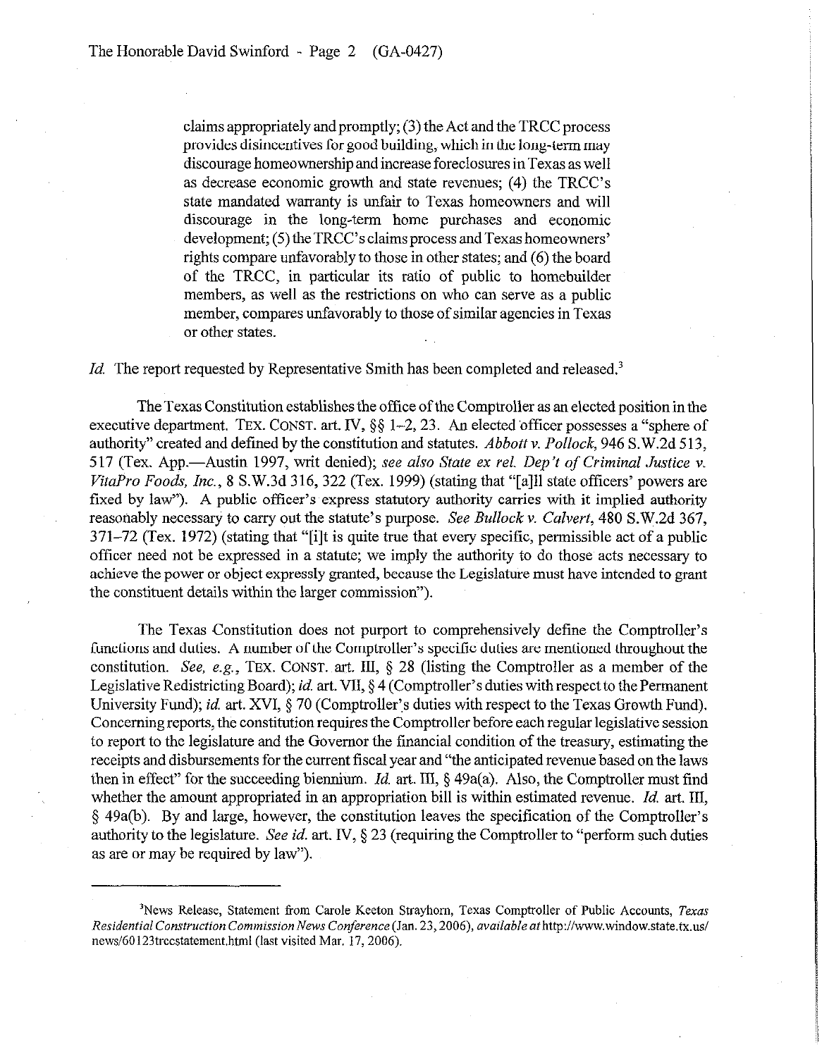claims appropriately and promptly; (3) the Act and the TRCC process provides disincentives for good building, which in the long-term may discourage homeownership and increase foreclosures in Texas as well as decrease economic growth and state revenues; (4) the TRCC's state mandated warranty is unfair to Texas homeowners and will discourage in the long-term home purchases and economic development; (5) the TRCC's claims process and Texas homeowners' rights compare unfavorably to those in other states; and (6) the board of the TRCC, in particular its ratio of public to homebuilder members, as well as the restrictions on who can serve as a public member, compares unfavorably to those of similar agencies in Texas or other states.

*Id.* The report requested by Representative Smith has been completed and released.[3]

The Texas Constitution establishes the office of the Comptroller as an elected position in the executive department. TEX. CONST. art. IV, §§ 1–2, 23. An elected officer possesses a "sphere of authority" created and defined by the constitution and statutes. *Abbott v. Pollock*, 946 S.W.2d 513, 517 (Tex. App.—Austin 1997, writ denied); *see also State ex rel. Dep't of Criminal Justice v. VitaPro Foods, Inc.*, 8 S.W.3d 316, 322 (Tex. 1999) (stating that "[a]ll state officers' powers are fixed by law"). A public officer's express statutory authority carries with it implied authority reasonably necessary to carry out the statute's purpose. *See Bullock v. Calvert*, 480 S.W.2d 367, 371–72 (Tex. 1972) (stating that "[i]t is quite true that every specific, permissible act of a public officer need not be expressed in a statute; we imply the authority to do those acts necessary to achieve the power or object expressly granted, because the Legislature must have intended to grant the constituent details within the larger commission").

The Texas Constitution does not purport to comprehensively define the Comptroller's functions and duties. A number of the Comptroller's specific duties are mentioned throughout the constitution. *See, e.g.*, TEX. CONST. art. III, § 28 (listing the Comptroller as a member of the Legislative Redistricting Board); *id.* art. VII, § 4 (Comptroller's duties with respect to the Permanent University Fund); *id.* art. XVI, § 70 (Comptroller's duties with respect to the Texas Growth Fund). Concerning reports, the constitution requires the Comptroller before each regular legislative session to report to the legislature and the Governor the financial condition of the treasury, estimating the receipts and disbursements for the current fiscal year and "the anticipated revenue based on the laws then in effect" for the succeeding biennium. *Id.* art. III, § 49a(a). Also, the Comptroller must find whether the amount appropriated in an appropriation bill is within estimated revenue. *Id.* art. III, § 49a(b). By and large, however, the constitution leaves the specification of the Comptroller's authority to the legislature. *See id.* art. IV, § 23 (requiring the Comptroller to "perform such duties as are or may be required by law").

---

[3]News Release, Statement from Carole Keeton Strayhorn, Texas Comptroller of Public Accounts, *Texas Residential Construction Commission News Conference* (Jan. 23, 2006), *available at* http://www.window.state.tx.us/news/60123trccstatement.html (last visited Mar. 17, 2006).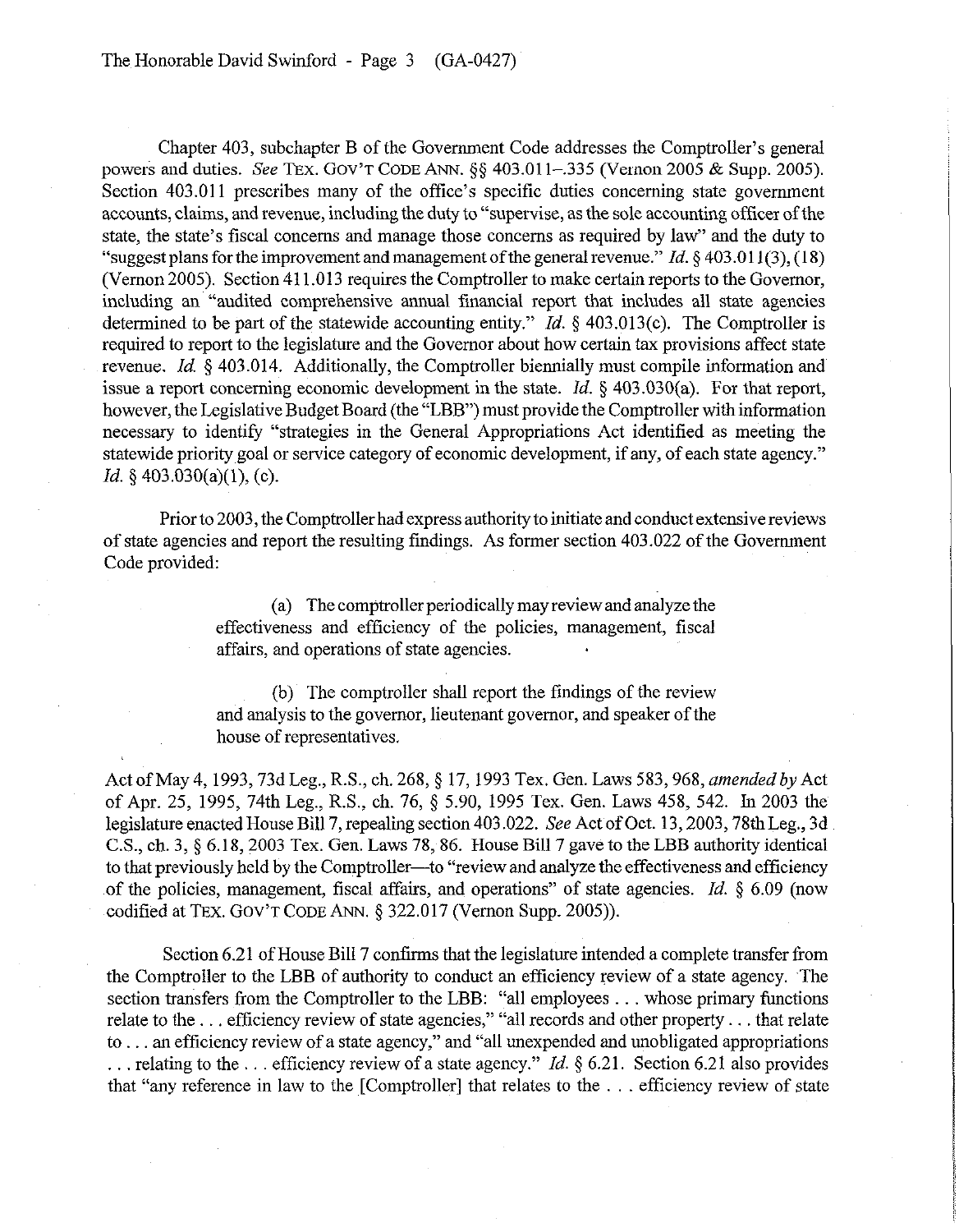Chapter 403, subchapter B of the Government Code addresses the Comptroller's general powers and duties. *See* TEX. GOV'T CODE ANN. §§ 403.011–.335 (Vernon 2005 & Supp. 2005). Section 403.011 prescribes many of the office's specific duties concerning state government accounts, claims, and revenue, including the duty to "supervise, as the sole accounting officer of the state, the state's fiscal concerns and manage those concerns as required by law" and the duty to "suggest plans for the improvement and management of the general revenue." *Id.* § 403.011(3), (18) (Vernon 2005). Section 411.013 requires the Comptroller to make certain reports to the Governor, including an "audited comprehensive annual financial report that includes all state agencies determined to be part of the statewide accounting entity." *Id.* § 403.013(c). The Comptroller is required to report to the legislature and the Governor about how certain tax provisions affect state revenue. *Id.* § 403.014. Additionally, the Comptroller biennially must compile information and issue a report concerning economic development in the state. *Id.* § 403.030(a). For that report, however, the Legislative Budget Board (the "LBB") must provide the Comptroller with information necessary to identify "strategies in the General Appropriations Act identified as meeting the statewide priority goal or service category of economic development, if any, of each state agency." *Id.* § 403.030(a)(1), (c).

Prior to 2003, the Comptroller had express authority to initiate and conduct extensive reviews of state agencies and report the resulting findings. As former section 403.022 of the Government Code provided:

> (a) The comptroller periodically may review and analyze the effectiveness and efficiency of the policies, management, fiscal affairs, and operations of state agencies.
>
> (b) The comptroller shall report the findings of the review and analysis to the governor, lieutenant governor, and speaker of the house of representatives.

Act of May 4, 1993, 73d Leg., R.S., ch. 268, § 17, 1993 Tex. Gen. Laws 583, 968, *amended by* Act of Apr. 25, 1995, 74th Leg., R.S., ch. 76, § 5.90, 1995 Tex. Gen. Laws 458, 542. In 2003 the legislature enacted House Bill 7, repealing section 403.022. *See* Act of Oct. 13, 2003, 78th Leg., 3d C.S., ch. 3, § 6.18, 2003 Tex. Gen. Laws 78, 86. House Bill 7 gave to the LBB authority identical to that previously held by the Comptroller—to "review and analyze the effectiveness and efficiency of the policies, management, fiscal affairs, and operations" of state agencies. *Id.* § 6.09 (now codified at TEX. GOV'T CODE ANN. § 322.017 (Vernon Supp. 2005)).

Section 6.21 of House Bill 7 confirms that the legislature intended a complete transfer from the Comptroller to the LBB of authority to conduct an efficiency review of a state agency. The section transfers from the Comptroller to the LBB: "all employees . . . whose primary functions relate to the . . . efficiency review of state agencies," "all records and other property . . . that relate to . . . an efficiency review of a state agency," and "all unexpended and unobligated appropriations . . . relating to the . . . efficiency review of a state agency." *Id.* § 6.21. Section 6.21 also provides that "any reference in law to the [Comptroller] that relates to the . . . efficiency review of state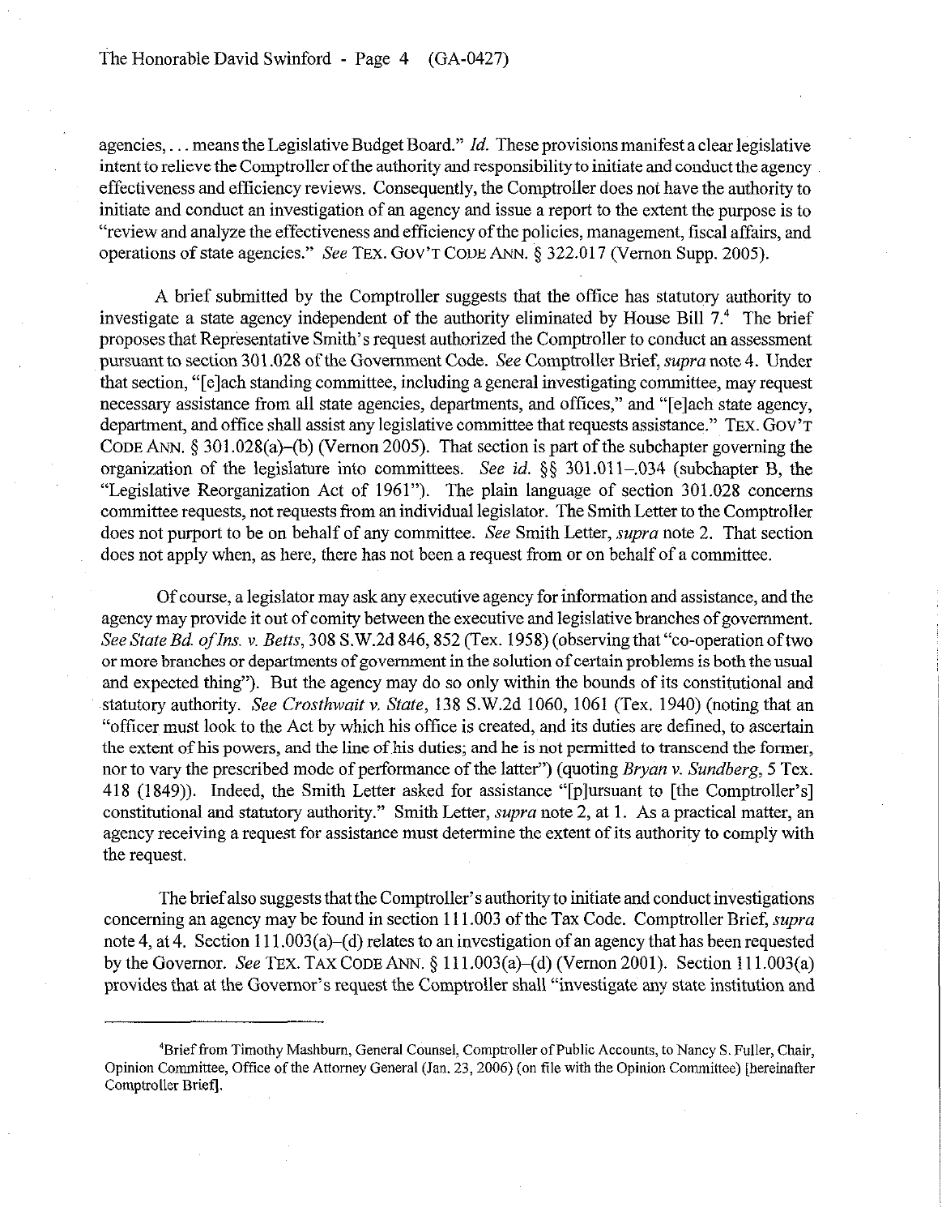agencies, . . . means the Legislative Budget Board." *Id.* These provisions manifest a clear legislative intent to relieve the Comptroller of the authority and responsibility to initiate and conduct the agency effectiveness and efficiency reviews. Consequently, the Comptroller does not have the authority to initiate and conduct an investigation of an agency and issue a report to the extent the purpose is to "review and analyze the effectiveness and efficiency of the policies, management, fiscal affairs, and operations of state agencies." *See* TEX. GOV'T CODE ANN. § 322.017 (Vernon Supp. 2005).

A brief submitted by the Comptroller suggests that the office has statutory authority to investigate a state agency independent of the authority eliminated by House Bill 7.[4] The brief proposes that Representative Smith's request authorized the Comptroller to conduct an assessment pursuant to section 301.028 of the Government Code. *See* Comptroller Brief, *supra* note 4. Under that section, "[e]ach standing committee, including a general investigating committee, may request necessary assistance from all state agencies, departments, and offices," and "[e]ach state agency, department, and office shall assist any legislative committee that requests assistance." TEX. GOV'T CODE ANN. § 301.028(a)–(b) (Vernon 2005). That section is part of the subchapter governing the organization of the legislature into committees. *See id.* §§ 301.011–.034 (subchapter B, the "Legislative Reorganization Act of 1961"). The plain language of section 301.028 concerns committee requests, not requests from an individual legislator. The Smith Letter to the Comptroller does not purport to be on behalf of any committee. *See* Smith Letter, *supra* note 2. That section does not apply when, as here, there has not been a request from or on behalf of a committee.

Of course, a legislator may ask any executive agency for information and assistance, and the agency may provide it out of comity between the executive and legislative branches of government. *See State Bd. of Ins. v. Betts*, 308 S.W.2d 846, 852 (Tex. 1958) (observing that "co-operation of two or more branches or departments of government in the solution of certain problems is both the usual and expected thing"). But the agency may do so only within the bounds of its constitutional and statutory authority. *See Crosthwait v. State*, 138 S.W.2d 1060, 1061 (Tex. 1940) (noting that an "officer must look to the Act by which his office is created, and its duties are defined, to ascertain the extent of his powers, and the line of his duties; and he is not permitted to transcend the former, nor to vary the prescribed mode of performance of the latter") (quoting *Bryan v. Sundberg*, 5 Tex. 418 (1849)). Indeed, the Smith Letter asked for assistance "[p]ursuant to [the Comptroller's] constitutional and statutory authority." Smith Letter, *supra* note 2, at 1. As a practical matter, an agency receiving a request for assistance must determine the extent of its authority to comply with the request.

The brief also suggests that the Comptroller's authority to initiate and conduct investigations concerning an agency may be found in section 111.003 of the Tax Code. Comptroller Brief, *supra* note 4, at 4. Section 111.003(a)–(d) relates to an investigation of an agency that has been requested by the Governor. *See* TEX. TAX CODE ANN. § 111.003(a)–(d) (Vernon 2001). Section 111.003(a) provides that at the Governor's request the Comptroller shall "investigate any state institution and

---

[4]Brief from Timothy Mashburn, General Counsel, Comptroller of Public Accounts, to Nancy S. Fuller, Chair, Opinion Committee, Office of the Attorney General (Jan. 23, 2006) (on file with the Opinion Committee) [hereinafter Comptroller Brief].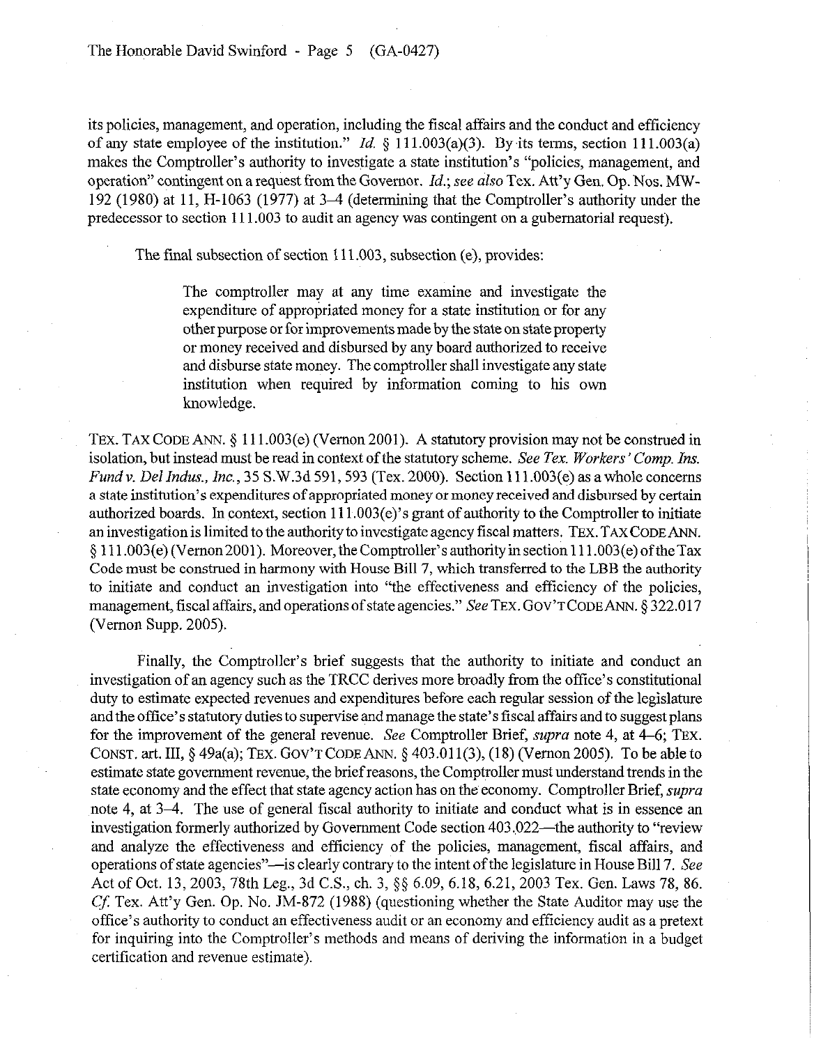its policies, management, and operation, including the fiscal affairs and the conduct and efficiency of any state employee of the institution." *Id.* § 111.003(a)(3). By its terms, section 111.003(a) makes the Comptroller's authority to investigate a state institution's "policies, management, and operation" contingent on a request from the Governor. *Id.*; *see also* Tex. Att'y Gen. Op. Nos. MW-192 (1980) at 11, H-1063 (1977) at 3–4 (determining that the Comptroller's authority under the predecessor to section 111.003 to audit an agency was contingent on a gubernatorial request).

The final subsection of section 111.003, subsection (e), provides:

> The comptroller may at any time examine and investigate the expenditure of appropriated money for a state institution or for any other purpose or for improvements made by the state on state property or money received and disbursed by any board authorized to receive and disburse state money. The comptroller shall investigate any state institution when required by information coming to his own knowledge.

TEX. TAX CODE ANN. § 111.003(e) (Vernon 2001). A statutory provision may not be construed in isolation, but instead must be read in context of the statutory scheme. *See Tex. Workers' Comp. Ins. Fund v. Del Indus., Inc.*, 35 S.W.3d 591, 593 (Tex. 2000). Section 111.003(e) as a whole concerns a state institution's expenditures of appropriated money or money received and disbursed by certain authorized boards. In context, section 111.003(e)'s grant of authority to the Comptroller to initiate an investigation is limited to the authority to investigate agency fiscal matters. TEX. TAX CODE ANN. § 111.003(e) (Vernon 2001). Moreover, the Comptroller's authority in section 111.003(e) of the Tax Code must be construed in harmony with House Bill 7, which transferred to the LBB the authority to initiate and conduct an investigation into "the effectiveness and efficiency of the policies, management, fiscal affairs, and operations of state agencies." *See* TEX. GOV'T CODE ANN. § 322.017 (Vernon Supp. 2005).

Finally, the Comptroller's brief suggests that the authority to initiate and conduct an investigation of an agency such as the TRCC derives more broadly from the office's constitutional duty to estimate expected revenues and expenditures before each regular session of the legislature and the office's statutory duties to supervise and manage the state's fiscal affairs and to suggest plans for the improvement of the general revenue. *See* Comptroller Brief, *supra* note 4, at 4–6; TEX. CONST. art. III, § 49a(a); TEX. GOV'T CODE ANN. § 403.011(3), (18) (Vernon 2005). To be able to estimate state government revenue, the brief reasons, the Comptroller must understand trends in the state economy and the effect that state agency action has on the economy. Comptroller Brief, *supra* note 4, at 3–4. The use of general fiscal authority to initiate and conduct what is in essence an investigation formerly authorized by Government Code section 403.022—the authority to "review and analyze the effectiveness and efficiency of the policies, management, fiscal affairs, and operations of state agencies"—is clearly contrary to the intent of the legislature in House Bill 7. *See* Act of Oct. 13, 2003, 78th Leg., 3d C.S., ch. 3, §§ 6.09, 6.18, 6.21, 2003 Tex. Gen. Laws 78, 86. *Cf.* Tex. Att'y Gen. Op. No. JM-872 (1988) (questioning whether the State Auditor may use the office's authority to conduct an effectiveness audit or an economy and efficiency audit as a pretext for inquiring into the Comptroller's methods and means of deriving the information in a budget certification and revenue estimate).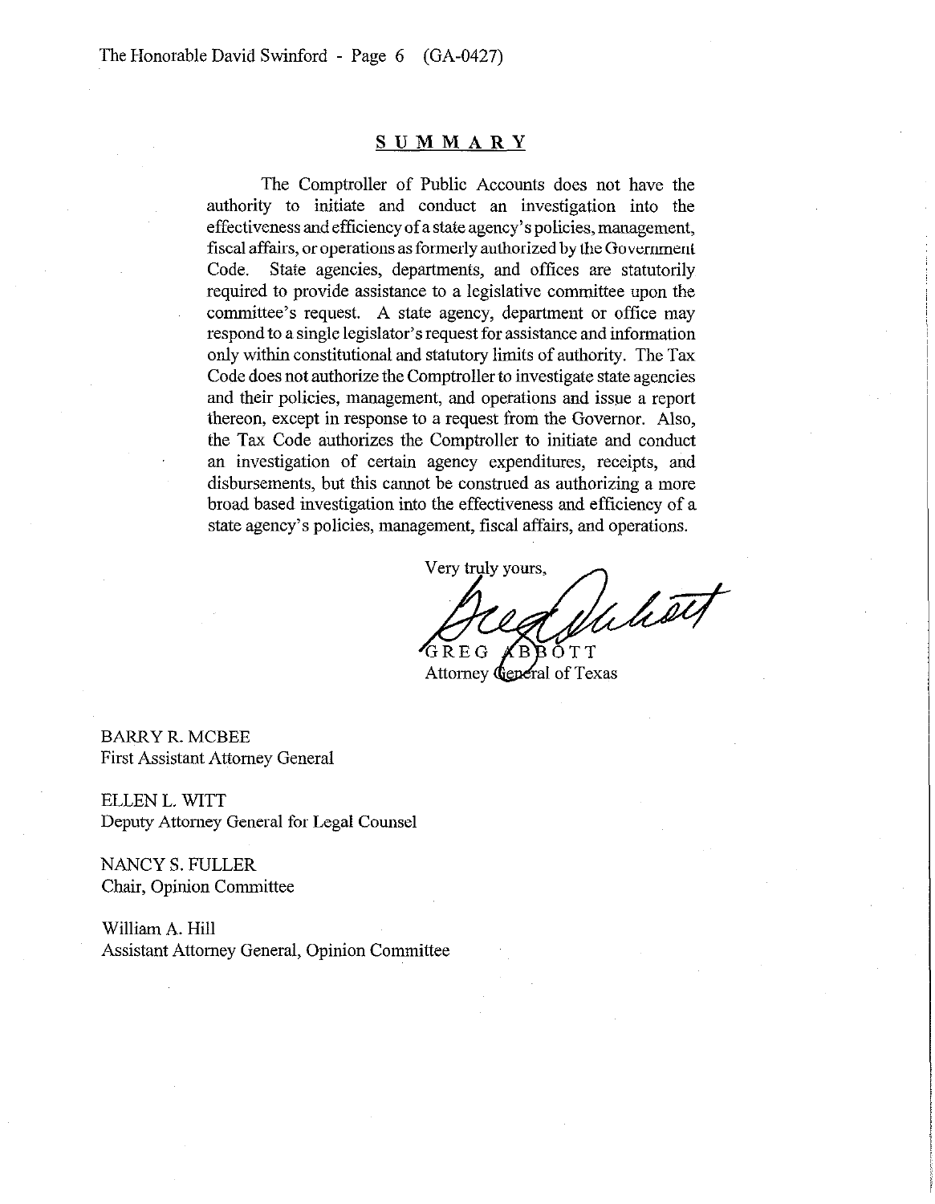## SUMMARY

The Comptroller of Public Accounts does not have the authority to initiate and conduct an investigation into the effectiveness and efficiency of a state agency's policies, management, fiscal affairs, or operations as formerly authorized by the Government Code. State agencies, departments, and offices are statutorily required to provide assistance to a legislative committee upon the committee's request. A state agency, department or office may respond to a single legislator's request for assistance and information only within constitutional and statutory limits of authority. The Tax Code does not authorize the Comptroller to investigate state agencies and their policies, management, and operations and issue a report thereon, except in response to a request from the Governor. Also, the Tax Code authorizes the Comptroller to initiate and conduct an investigation of certain agency expenditures, receipts, and disbursements, but this cannot be construed as authorizing a more broad based investigation into the effectiveness and efficiency of a state agency's policies, management, fiscal affairs, and operations.

Very truly yours,

GREG ABBOTT
Attorney General of Texas

BARRY R. MCBEE
First Assistant Attorney General

ELLEN L. WITT
Deputy Attorney General for Legal Counsel

NANCY S. FULLER
Chair, Opinion Committee

William A. Hill
Assistant Attorney General, Opinion Committee